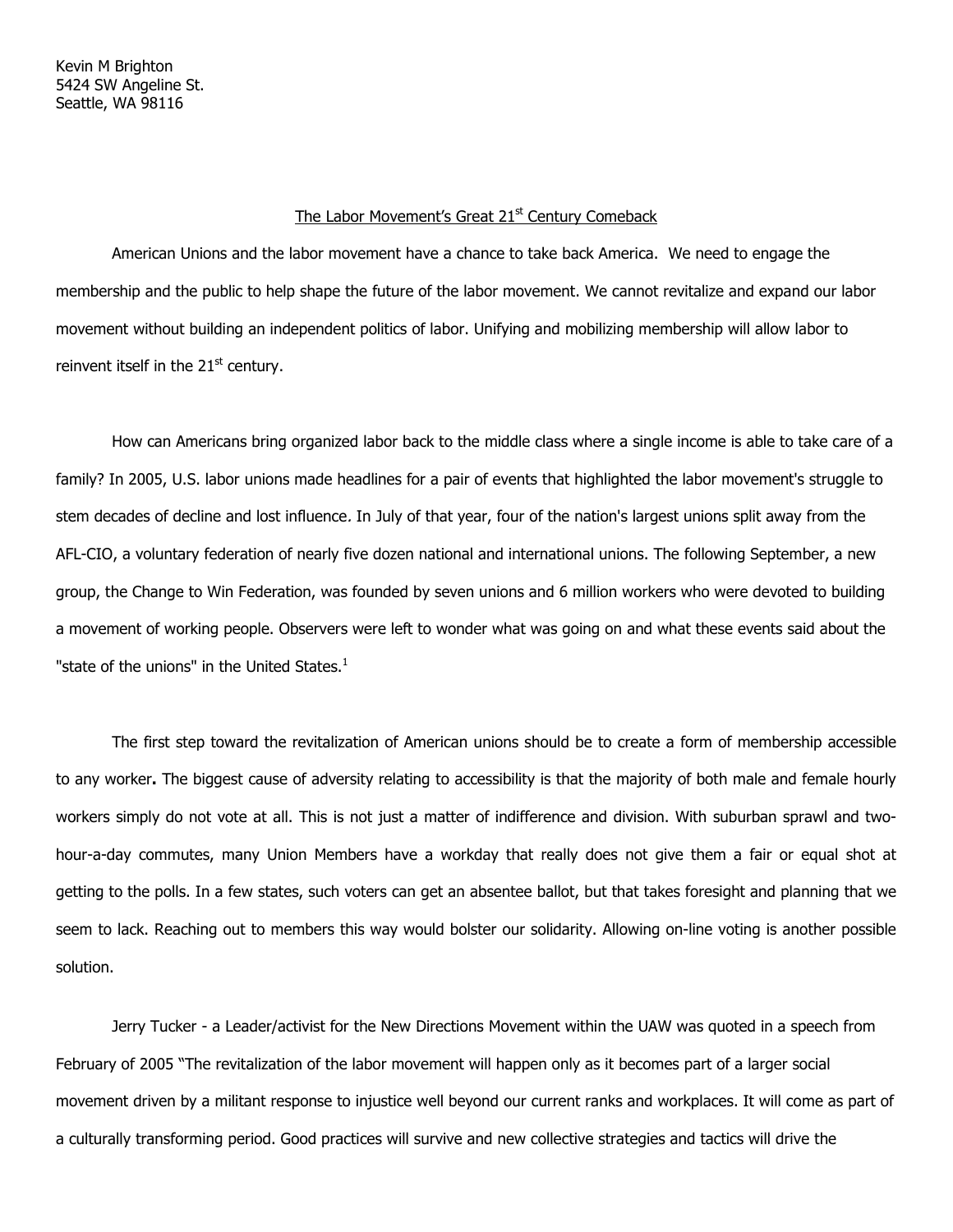Kevin M Brighton
5424 SW Angeline St.
Seattle, WA 98116

# The Labor Movement's Great 21st Century Comeback

American Unions and the labor movement have a chance to take back America. We need to engage the membership and the public to help shape the future of the labor movement. We cannot revitalize and expand our labor movement without building an independent politics of labor. Unifying and mobilizing membership will allow labor to reinvent itself in the 21st century.

How can Americans bring organized labor back to the middle class where a single income is able to take care of a family? In 2005, U.S. labor unions made headlines for a pair of events that highlighted the labor movement's struggle to stem decades of decline and lost influence. In July of that year, four of the nation's largest unions split away from the AFL-CIO, a voluntary federation of nearly five dozen national and international unions. The following September, a new group, the Change to Win Federation, was founded by seven unions and 6 million workers who were devoted to building a movement of working people. Observers were left to wonder what was going on and what these events said about the "state of the unions" in the United States.[1]

The first step toward the revitalization of American unions should be to create a form of membership accessible to any worker**.** The biggest cause of adversity relating to accessibility is that the majority of both male and female hourly workers simply do not vote at all. This is not just a matter of indifference and division. With suburban sprawl and two-hour-a-day commutes, many Union Members have a workday that really does not give them a fair or equal shot at getting to the polls. In a few states, such voters can get an absentee ballot, but that takes foresight and planning that we seem to lack. Reaching out to members this way would bolster our solidarity. Allowing on-line voting is another possible solution.

Jerry Tucker - a Leader/activist for the New Directions Movement within the UAW was quoted in a speech from February of 2005 "The revitalization of the labor movement will happen only as it becomes part of a larger social movement driven by a militant response to injustice well beyond our current ranks and workplaces. It will come as part of a culturally transforming period. Good practices will survive and new collective strategies and tactics will drive the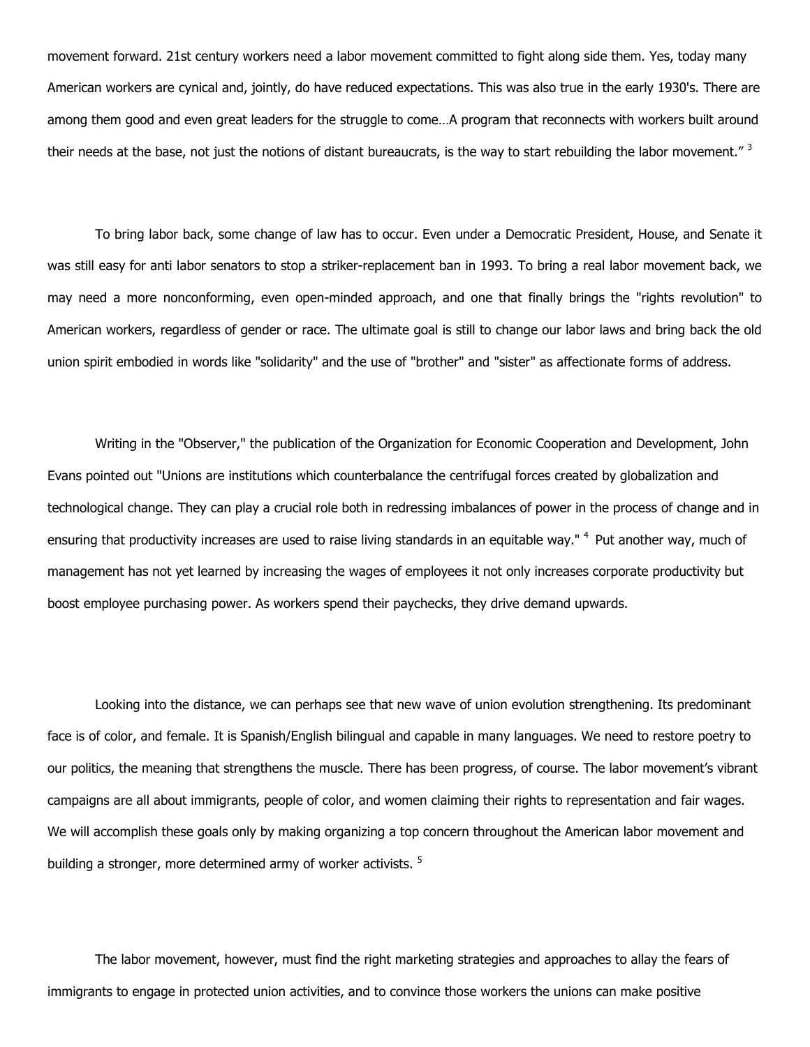movement forward. 21st century workers need a labor movement committed to fight along side them. Yes, today many American workers are cynical and, jointly, do have reduced expectations. This was also true in the early 1930's. There are among them good and even great leaders for the struggle to come…A program that reconnects with workers built around their needs at the base, not just the notions of distant bureaucrats, is the way to start rebuilding the labor movement." [3]

To bring labor back, some change of law has to occur. Even under a Democratic President, House, and Senate it was still easy for anti labor senators to stop a striker-replacement ban in 1993. To bring a real labor movement back, we may need a more nonconforming, even open-minded approach, and one that finally brings the "rights revolution" to American workers, regardless of gender or race. The ultimate goal is still to change our labor laws and bring back the old union spirit embodied in words like "solidarity" and the use of "brother" and "sister" as affectionate forms of address.

Writing in the "Observer," the publication of the Organization for Economic Cooperation and Development, John Evans pointed out "Unions are institutions which counterbalance the centrifugal forces created by globalization and technological change. They can play a crucial role both in redressing imbalances of power in the process of change and in ensuring that productivity increases are used to raise living standards in an equitable way." [4] Put another way, much of management has not yet learned by increasing the wages of employees it not only increases corporate productivity but boost employee purchasing power. As workers spend their paychecks, they drive demand upwards.

Looking into the distance, we can perhaps see that new wave of union evolution strengthening. Its predominant face is of color, and female. It is Spanish/English bilingual and capable in many languages. We need to restore poetry to our politics, the meaning that strengthens the muscle. There has been progress, of course. The labor movement's vibrant campaigns are all about immigrants, people of color, and women claiming their rights to representation and fair wages. We will accomplish these goals only by making organizing a top concern throughout the American labor movement and building a stronger, more determined army of worker activists. [5]

The labor movement, however, must find the right marketing strategies and approaches to allay the fears of immigrants to engage in protected union activities, and to convince those workers the unions can make positive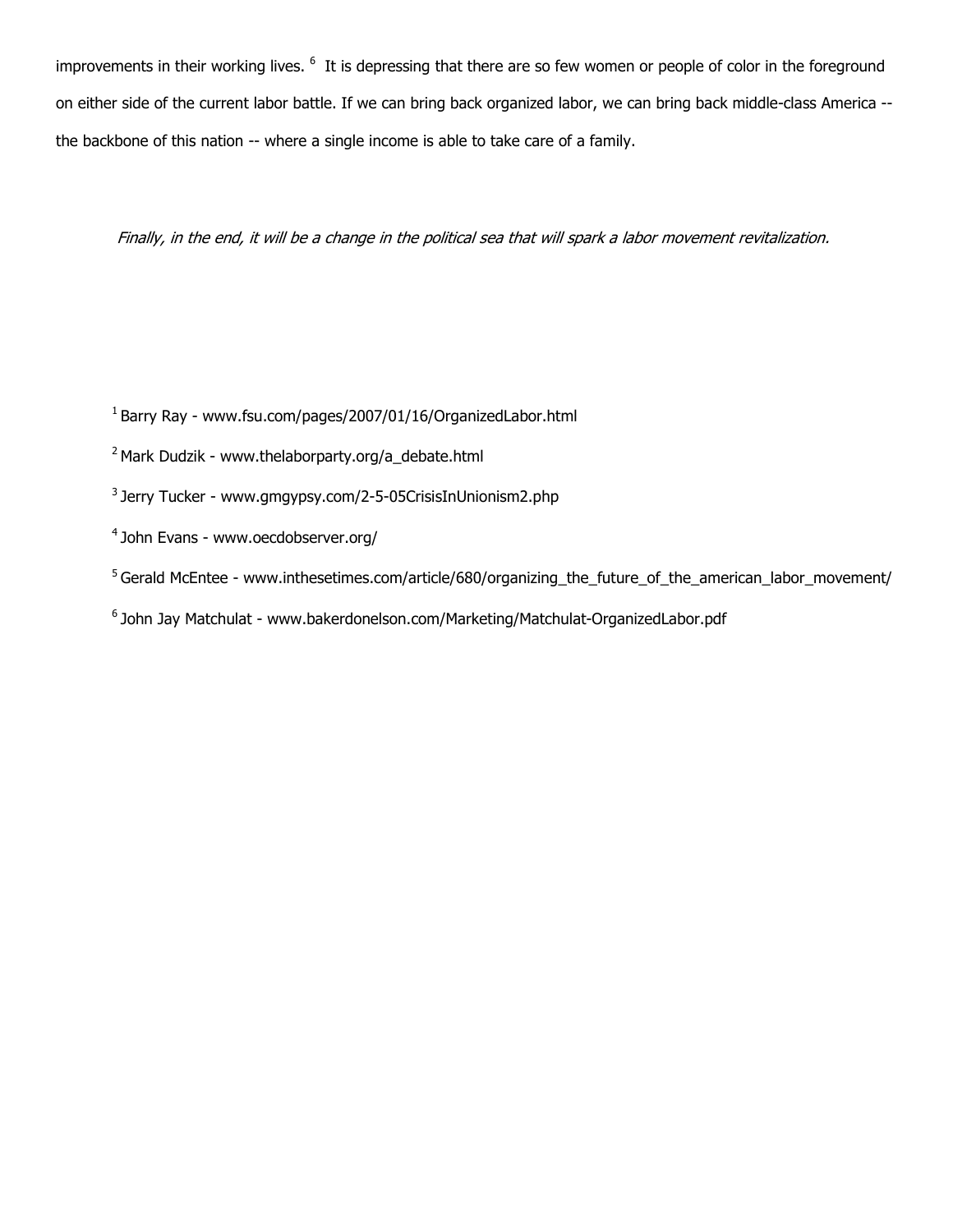improvements in their working lives. [6] It is depressing that there are so few women or people of color in the foreground on either side of the current labor battle. If we can bring back organized labor, we can bring back middle-class America -- the backbone of this nation -- where a single income is able to take care of a family.

*Finally, in the end, it will be a change in the political sea that will spark a labor movement revitalization.*

[1] Barry Ray - www.fsu.com/pages/2007/01/16/OrganizedLabor.html

[2] Mark Dudzik - www.thelaborparty.org/a_debate.html

[3] Jerry Tucker - www.gmgypsy.com/2-5-05CrisisInUnionism2.php

[4] John Evans - www.oecdobserver.org/

[5] Gerald McEntee - www.inthesetimes.com/article/680/organizing_the_future_of_the_american_labor_movement/

[6] John Jay Matchulat - www.bakerdonelson.com/Marketing/Matchulat-OrganizedLabor.pdf